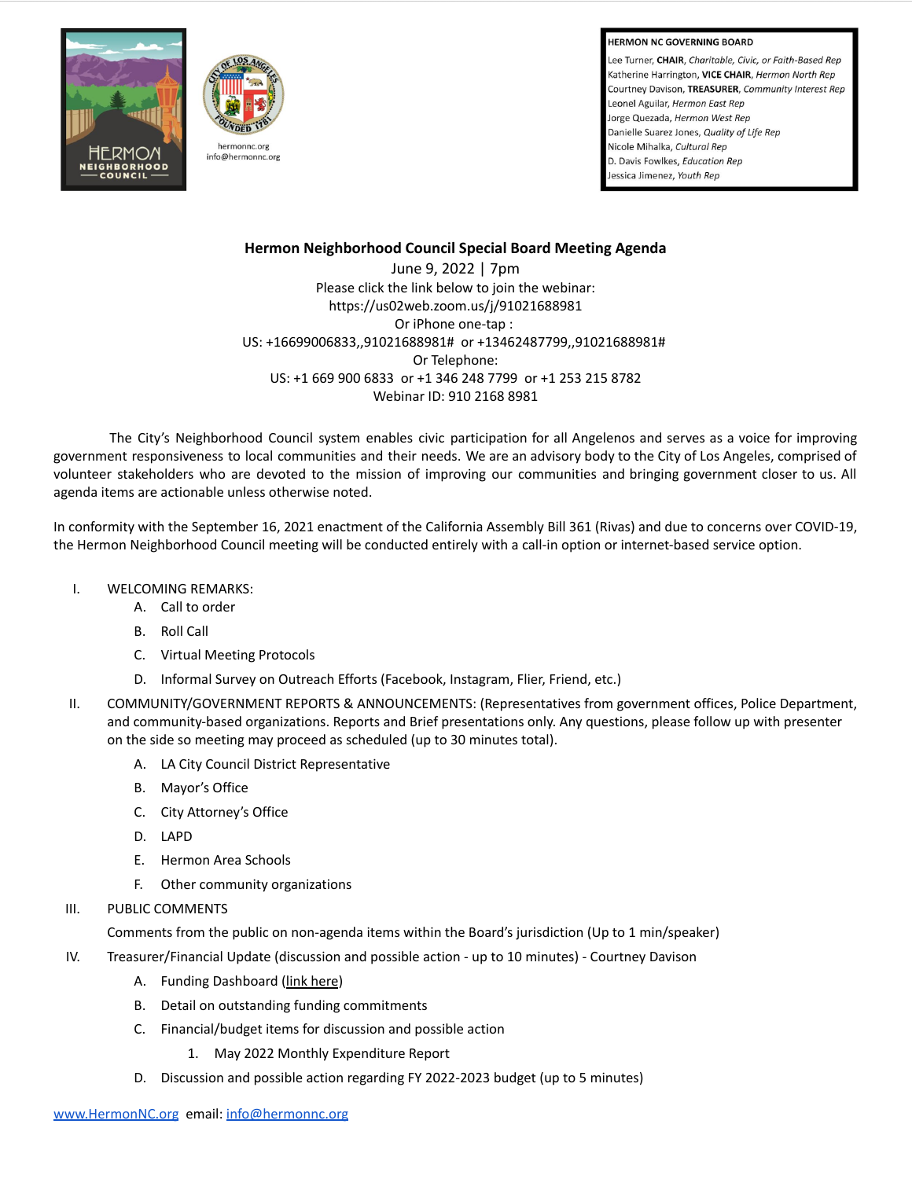hermonnc.org
info@hermonnc.org

**HERMON NC GOVERNING BOARD**

Lee Turner, **CHAIR**, *Charitable, Civic, or Faith-Based Rep*
Katherine Harrington, **VICE CHAIR**, *Hermon North Rep*
Courtney Davison, **TREASURER**, *Community Interest Rep*
Leonel Aguilar, *Hermon East Rep*
Jorge Quezada, *Hermon West Rep*
Danielle Suarez Jones, *Quality of Life Rep*
Nicole Mihalka, *Cultural Rep*
D. Davis Fowlkes, *Education Rep*
Jessica Jimenez, *Youth Rep*

## Hermon Neighborhood Council Special Board Meeting Agenda

June 9, 2022 | 7pm
Please click the link below to join the webinar:
https://us02web.zoom.us/j/91021688981
Or iPhone one-tap :
US: +16699006833,,91021688981# or +13462487799,,91021688981#
Or Telephone:
US: +1 669 900 6833 or +1 346 248 7799 or +1 253 215 8782
Webinar ID: 910 2168 8981

The City's Neighborhood Council system enables civic participation for all Angelenos and serves as a voice for improving government responsiveness to local communities and their needs. We are an advisory body to the City of Los Angeles, comprised of volunteer stakeholders who are devoted to the mission of improving our communities and bringing government closer to us. All agenda items are actionable unless otherwise noted.

In conformity with the September 16, 2021 enactment of the California Assembly Bill 361 (Rivas) and due to concerns over COVID-19, the Hermon Neighborhood Council meeting will be conducted entirely with a call-in option or internet-based service option.

I. WELCOMING REMARKS:
   A. Call to order
   B. Roll Call
   C. Virtual Meeting Protocols
   D. Informal Survey on Outreach Efforts (Facebook, Instagram, Flier, Friend, etc.)

II. COMMUNITY/GOVERNMENT REPORTS & ANNOUNCEMENTS: (Representatives from government offices, Police Department, and community-based organizations. Reports and Brief presentations only. Any questions, please follow up with presenter on the side so meeting may proceed as scheduled (up to 30 minutes total).
   A. LA City Council District Representative
   B. Mayor's Office
   C. City Attorney's Office
   D. LAPD
   E. Hermon Area Schools
   F. Other community organizations

III. PUBLIC COMMENTS
   Comments from the public on non-agenda items within the Board's jurisdiction (Up to 1 min/speaker)

IV. Treasurer/Financial Update (discussion and possible action - up to 10 minutes) - Courtney Davison
   A. Funding Dashboard (link here)
   B. Detail on outstanding funding commitments
   C. Financial/budget items for discussion and possible action
      1. May 2022 Monthly Expenditure Report
   D. Discussion and possible action regarding FY 2022-2023 budget (up to 5 minutes)

www.HermonNC.org email: info@hermonnc.org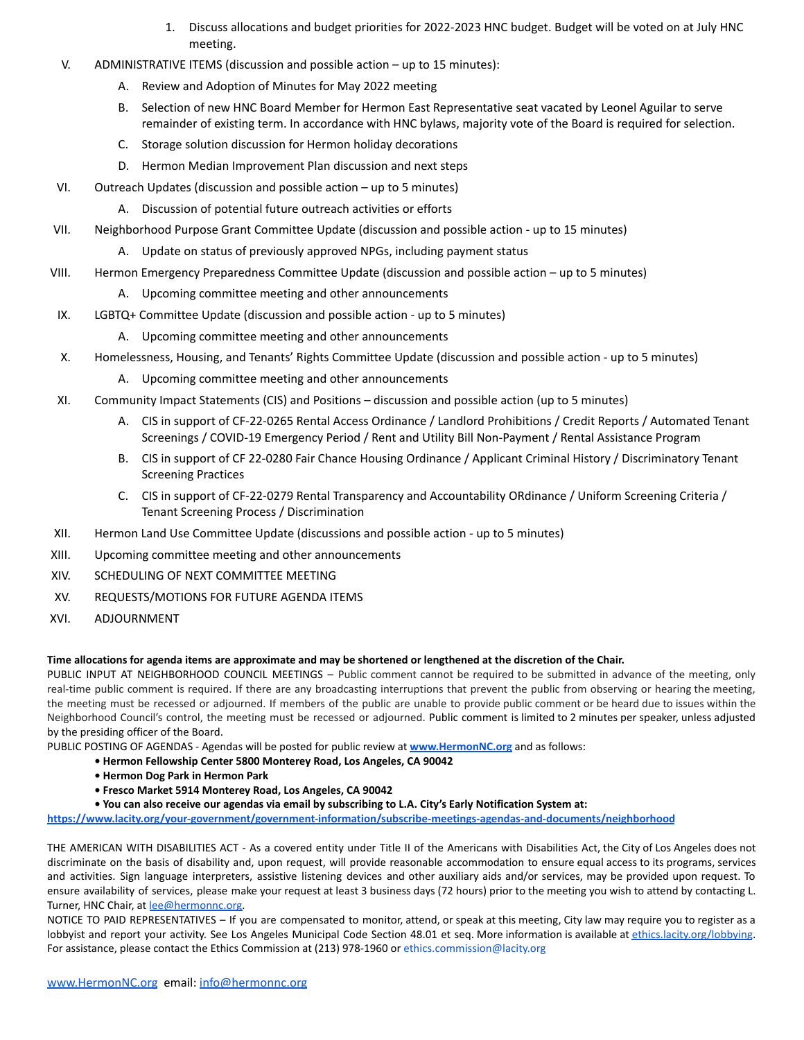1. Discuss allocations and budget priorities for 2022-2023 HNC budget. Budget will be voted on at July HNC meeting.

V. ADMINISTRATIVE ITEMS (discussion and possible action – up to 15 minutes):
   - A. Review and Adoption of Minutes for May 2022 meeting
   - B. Selection of new HNC Board Member for Hermon East Representative seat vacated by Leonel Aguilar to serve remainder of existing term. In accordance with HNC bylaws, majority vote of the Board is required for selection.
   - C. Storage solution discussion for Hermon holiday decorations
   - D. Hermon Median Improvement Plan discussion and next steps

VI. Outreach Updates (discussion and possible action – up to 5 minutes)
   - A. Discussion of potential future outreach activities or efforts

VII. Neighborhood Purpose Grant Committee Update (discussion and possible action - up to 15 minutes)
   - A. Update on status of previously approved NPGs, including payment status

VIII. Hermon Emergency Preparedness Committee Update (discussion and possible action – up to 5 minutes)
   - A. Upcoming committee meeting and other announcements

IX. LGBTQ+ Committee Update (discussion and possible action - up to 5 minutes)
   - A. Upcoming committee meeting and other announcements

X. Homelessness, Housing, and Tenants' Rights Committee Update (discussion and possible action - up to 5 minutes)
   - A. Upcoming committee meeting and other announcements

XI. Community Impact Statements (CIS) and Positions – discussion and possible action (up to 5 minutes)
   - A. CIS in support of CF-22-0265 Rental Access Ordinance / Landlord Prohibitions / Credit Reports / Automated Tenant Screenings / COVID-19 Emergency Period / Rent and Utility Bill Non-Payment / Rental Assistance Program
   - B. CIS in support of CF 22-0280 Fair Chance Housing Ordinance / Applicant Criminal History / Discriminatory Tenant Screening Practices
   - C. CIS in support of CF-22-0279 Rental Transparency and Accountability ORdinance / Uniform Screening Criteria / Tenant Screening Process / Discrimination

XII. Hermon Land Use Committee Update (discussions and possible action - up to 5 minutes)

XIII. Upcoming committee meeting and other announcements

XIV. SCHEDULING OF NEXT COMMITTEE MEETING

XV. REQUESTS/MOTIONS FOR FUTURE AGENDA ITEMS

XVI. ADJOURNMENT

**Time allocations for agenda items are approximate and may be shortened or lengthened at the discretion of the Chair.**

PUBLIC INPUT AT NEIGHBORHOOD COUNCIL MEETINGS – Public comment cannot be required to be submitted in advance of the meeting, only real-time public comment is required. If there are any broadcasting interruptions that prevent the public from observing or hearing the meeting, the meeting must be recessed or adjourned. If members of the public are unable to provide public comment or be heard due to issues within the Neighborhood Council's control, the meeting must be recessed or adjourned. Public comment is limited to 2 minutes per speaker, unless adjusted by the presiding officer of the Board.

PUBLIC POSTING OF AGENDAS - Agendas will be posted for public review at **www.HermonNC.org** and as follows:

- **Hermon Fellowship Center 5800 Monterey Road, Los Angeles, CA 90042**
- **Hermon Dog Park in Hermon Park**
- **Fresco Market 5914 Monterey Road, Los Angeles, CA 90042**
- **You can also receive our agendas via email by subscribing to L.A. City's Early Notification System at:**

**https://www.lacity.org/your-government/government-information/subscribe-meetings-agendas-and-documents/neighborhood**

THE AMERICAN WITH DISABILITIES ACT - As a covered entity under Title II of the Americans with Disabilities Act, the City of Los Angeles does not discriminate on the basis of disability and, upon request, will provide reasonable accommodation to ensure equal access to its programs, services and activities. Sign language interpreters, assistive listening devices and other auxiliary aids and/or services, may be provided upon request. To ensure availability of services, please make your request at least 3 business days (72 hours) prior to the meeting you wish to attend by contacting L. Turner, HNC Chair, at lee@hermonnc.org.

NOTICE TO PAID REPRESENTATIVES – If you are compensated to monitor, attend, or speak at this meeting, City law may require you to register as a lobbyist and report your activity. See Los Angeles Municipal Code Section 48.01 et seq. More information is available at ethics.lacity.org/lobbying. For assistance, please contact the Ethics Commission at (213) 978-1960 or ethics.commission@lacity.org

www.HermonNC.org email: info@hermonnc.org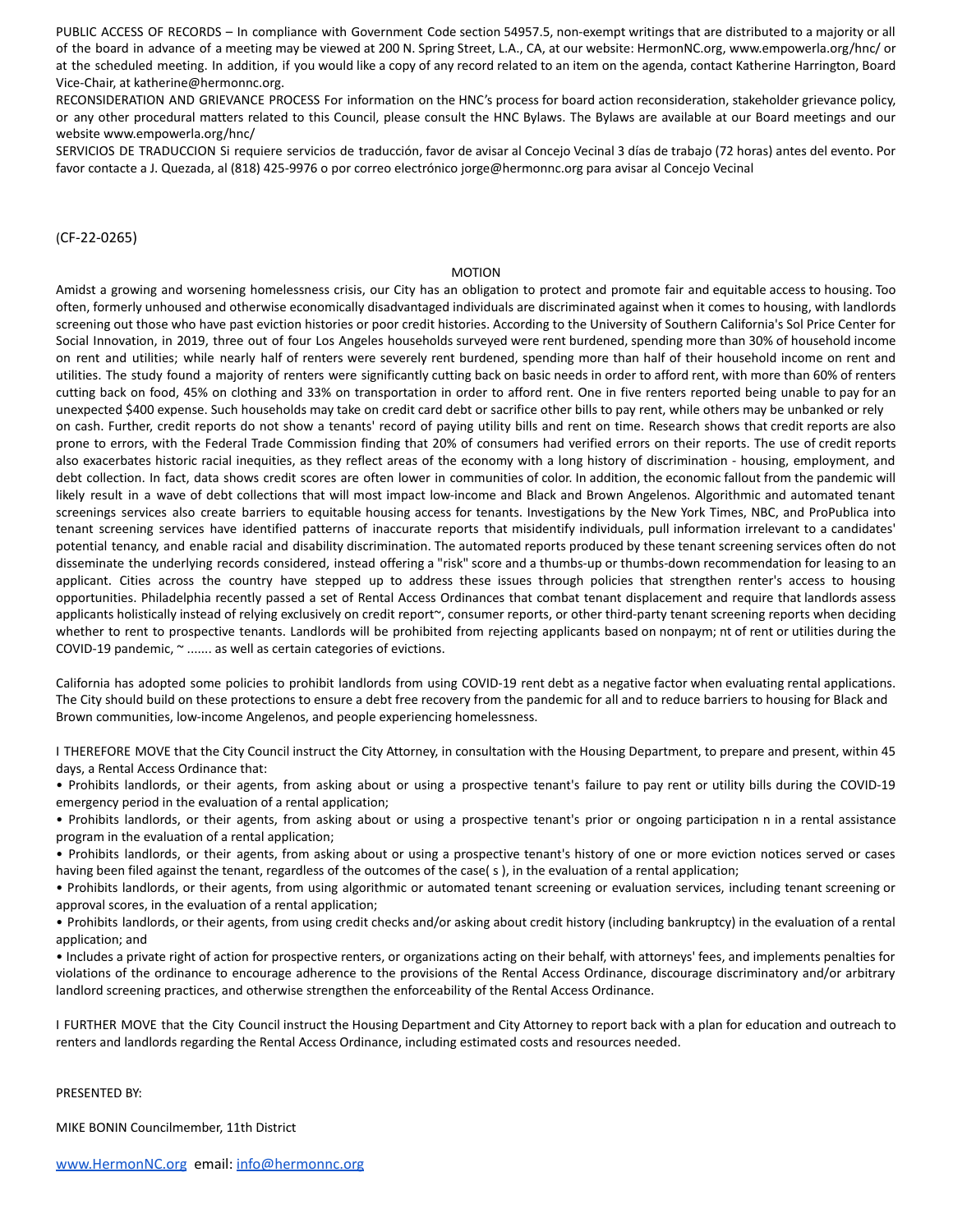PUBLIC ACCESS OF RECORDS – In compliance with Government Code section 54957.5, non-exempt writings that are distributed to a majority or all of the board in advance of a meeting may be viewed at 200 N. Spring Street, L.A., CA, at our website: HermonNC.org, www.empowerla.org/hnc/ or at the scheduled meeting. In addition, if you would like a copy of any record related to an item on the agenda, contact Katherine Harrington, Board Vice-Chair, at katherine@hermonnc.org.

RECONSIDERATION AND GRIEVANCE PROCESS For information on the HNC's process for board action reconsideration, stakeholder grievance policy, or any other procedural matters related to this Council, please consult the HNC Bylaws. The Bylaws are available at our Board meetings and our website www.empowerla.org/hnc/

SERVICIOS DE TRADUCCION Si requiere servicios de traducción, favor de avisar al Concejo Vecinal 3 días de trabajo (72 horas) antes del evento. Por favor contacte a J. Quezada, al (818) 425-9976 o por correo electrónico jorge@hermonnc.org para avisar al Concejo Vecinal

(CF-22-0265)

MOTION

Amidst a growing and worsening homelessness crisis, our City has an obligation to protect and promote fair and equitable access to housing. Too often, formerly unhoused and otherwise economically disadvantaged individuals are discriminated against when it comes to housing, with landlords screening out those who have past eviction histories or poor credit histories. According to the University of Southern California's Sol Price Center for Social Innovation, in 2019, three out of four Los Angeles households surveyed were rent burdened, spending more than 30% of household income on rent and utilities; while nearly half of renters were severely rent burdened, spending more than half of their household income on rent and utilities. The study found a majority of renters were significantly cutting back on basic needs in order to afford rent, with more than 60% of renters cutting back on food, 45% on clothing and 33% on transportation in order to afford rent. One in five renters reported being unable to pay for an unexpected $400 expense. Such households may take on credit card debt or sacrifice other bills to pay rent, while others may be unbanked or rely on cash. Further, credit reports do not show a tenants' record of paying utility bills and rent on time. Research shows that credit reports are also prone to errors, with the Federal Trade Commission finding that 20% of consumers had verified errors on their reports. The use of credit reports also exacerbates historic racial inequities, as they reflect areas of the economy with a long history of discrimination - housing, employment, and debt collection. In fact, data shows credit scores are often lower in communities of color. In addition, the economic fallout from the pandemic will likely result in a wave of debt collections that will most impact low-income and Black and Brown Angelenos. Algorithmic and automated tenant screenings services also create barriers to equitable housing access for tenants. Investigations by the New York Times, NBC, and ProPublica into tenant screening services have identified patterns of inaccurate reports that misidentify individuals, pull information irrelevant to a candidates' potential tenancy, and enable racial and disability discrimination. The automated reports produced by these tenant screening services often do not disseminate the underlying records considered, instead offering a "risk" score and a thumbs-up or thumbs-down recommendation for leasing to an applicant. Cities across the country have stepped up to address these issues through policies that strengthen renter's access to housing opportunities. Philadelphia recently passed a set of Rental Access Ordinances that combat tenant displacement and require that landlords assess applicants holistically instead of relying exclusively on credit report~, consumer reports, or other third-party tenant screening reports when deciding whether to rent to prospective tenants. Landlords will be prohibited from rejecting applicants based on nonpaym; nt of rent or utilities during the COVID-19 pandemic, ~ ....... as well as certain categories of evictions.

California has adopted some policies to prohibit landlords from using COVID-19 rent debt as a negative factor when evaluating rental applications. The City should build on these protections to ensure a debt free recovery from the pandemic for all and to reduce barriers to housing for Black and Brown communities, low-income Angelenos, and people experiencing homelessness.

I THEREFORE MOVE that the City Council instruct the City Attorney, in consultation with the Housing Department, to prepare and present, within 45 days, a Rental Access Ordinance that:

- Prohibits landlords, or their agents, from asking about or using a prospective tenant's failure to pay rent or utility bills during the COVID-19 emergency period in the evaluation of a rental application;
- Prohibits landlords, or their agents, from asking about or using a prospective tenant's prior or ongoing participation n in a rental assistance program in the evaluation of a rental application;
- Prohibits landlords, or their agents, from asking about or using a prospective tenant's history of one or more eviction notices served or cases having been filed against the tenant, regardless of the outcomes of the case( s ), in the evaluation of a rental application;
- Prohibits landlords, or their agents, from using algorithmic or automated tenant screening or evaluation services, including tenant screening or approval scores, in the evaluation of a rental application;
- Prohibits landlords, or their agents, from using credit checks and/or asking about credit history (including bankruptcy) in the evaluation of a rental application; and
- Includes a private right of action for prospective renters, or organizations acting on their behalf, with attorneys' fees, and implements penalties for violations of the ordinance to encourage adherence to the provisions of the Rental Access Ordinance, discourage discriminatory and/or arbitrary landlord screening practices, and otherwise strengthen the enforceability of the Rental Access Ordinance.

I FURTHER MOVE that the City Council instruct the Housing Department and City Attorney to report back with a plan for education and outreach to renters and landlords regarding the Rental Access Ordinance, including estimated costs and resources needed.

PRESENTED BY:

MIKE BONIN Councilmember, 11th District

www.HermonNC.org email: info@hermonnc.org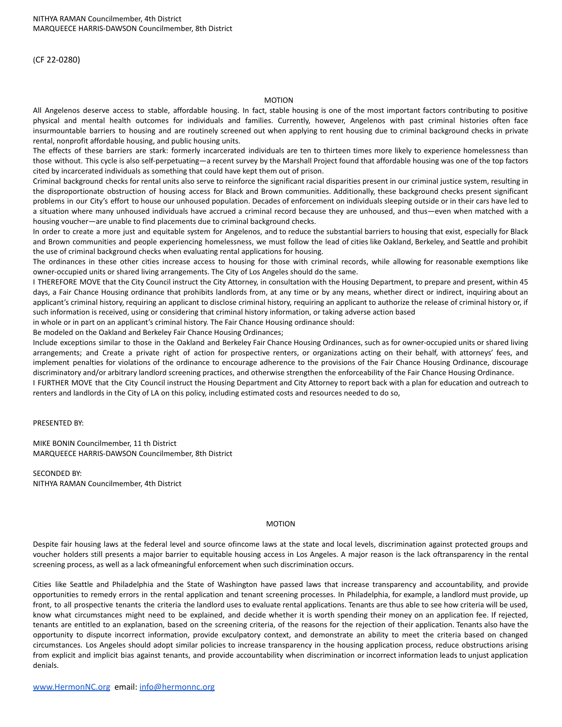NITHYA RAMAN Councilmember, 4th District
MARQUEECE HARRIS-DAWSON Councilmember, 8th District

(CF 22-0280)

MOTION

All Angelenos deserve access to stable, affordable housing. In fact, stable housing is one of the most important factors contributing to positive physical and mental health outcomes for individuals and families. Currently, however, Angelenos with past criminal histories often face insurmountable barriers to housing and are routinely screened out when applying to rent housing due to criminal background checks in private rental, nonprofit affordable housing, and public housing units.

The effects of these barriers are stark: formerly incarcerated individuals are ten to thirteen times more likely to experience homelessness than those without. This cycle is also self-perpetuating—a recent survey by the Marshall Project found that affordable housing was one of the top factors cited by incarcerated individuals as something that could have kept them out of prison.

Criminal background checks for rental units also serve to reinforce the significant racial disparities present in our criminal justice system, resulting in the disproportionate obstruction of housing access for Black and Brown communities. Additionally, these background checks present significant problems in our City's effort to house our unhoused population. Decades of enforcement on individuals sleeping outside or in their cars have led to a situation where many unhoused individuals have accrued a criminal record because they are unhoused, and thus—even when matched with a housing voucher—are unable to find placements due to criminal background checks.

In order to create a more just and equitable system for Angelenos, and to reduce the substantial barriers to housing that exist, especially for Black and Brown communities and people experiencing homelessness, we must follow the lead of cities like Oakland, Berkeley, and Seattle and prohibit the use of criminal background checks when evaluating rental applications for housing.

The ordinances in these other cities increase access to housing for those with criminal records, while allowing for reasonable exemptions like owner-occupied units or shared living arrangements. The City of Los Angeles should do the same.

I THEREFORE MOVE that the City Council instruct the City Attorney, in consultation with the Housing Department, to prepare and present, within 45 days, a Fair Chance Housing ordinance that prohibits landlords from, at any time or by any means, whether direct or indirect, inquiring about an applicant's criminal history, requiring an applicant to disclose criminal history, requiring an applicant to authorize the release of criminal history or, if such information is received, using or considering that criminal history information, or taking adverse action based in whole or in part on an applicant's criminal history. The Fair Chance Housing ordinance should:

Be modeled on the Oakland and Berkeley Fair Chance Housing Ordinances;

Include exceptions similar to those in the Oakland and Berkeley Fair Chance Housing Ordinances, such as for owner-occupied units or shared living arrangements; and Create a private right of action for prospective renters, or organizations acting on their behalf, with attorneys' fees, and implement penalties for violations of the ordinance to encourage adherence to the provisions of the Fair Chance Housing Ordinance, discourage discriminatory and/or arbitrary landlord screening practices, and otherwise strengthen the enforceability of the Fair Chance Housing Ordinance.

I FURTHER MOVE that the City Council instruct the Housing Department and City Attorney to report back with a plan for education and outreach to renters and landlords in the City of LA on this policy, including estimated costs and resources needed to do so,

PRESENTED BY:

MIKE BONIN Councilmember, 11 th District
MARQUEECE HARRIS-DAWSON Councilmember, 8th District

SECONDED BY:
NITHYA RAMAN Councilmember, 4th District

MOTION

Despite fair housing laws at the federal level and source ofincome laws at the state and local levels, discrimination against protected groups and voucher holders still presents a major barrier to equitable housing access in Los Angeles. A major reason is the lack oftransparency in the rental screening process, as well as a lack ofmeaningful enforcement when such discrimination occurs.

Cities like Seattle and Philadelphia and the State of Washington have passed laws that increase transparency and accountability, and provide opportunities to remedy errors in the rental application and tenant screening processes. In Philadelphia, for example, a landlord must provide, up front, to all prospective tenants the criteria the landlord uses to evaluate rental applications. Tenants are thus able to see how criteria will be used, know what circumstances might need to be explained, and decide whether it is worth spending their money on an application fee. If rejected, tenants are entitled to an explanation, based on the screening criteria, of the reasons for the rejection of their application. Tenants also have the opportunity to dispute incorrect information, provide exculpatory context, and demonstrate an ability to meet the criteria based on changed circumstances. Los Angeles should adopt similar policies to increase transparency in the housing application process, reduce obstructions arising from explicit and implicit bias against tenants, and provide accountability when discrimination or incorrect information leads to unjust application denials.

www.HermonNC.org email: info@hermonnc.org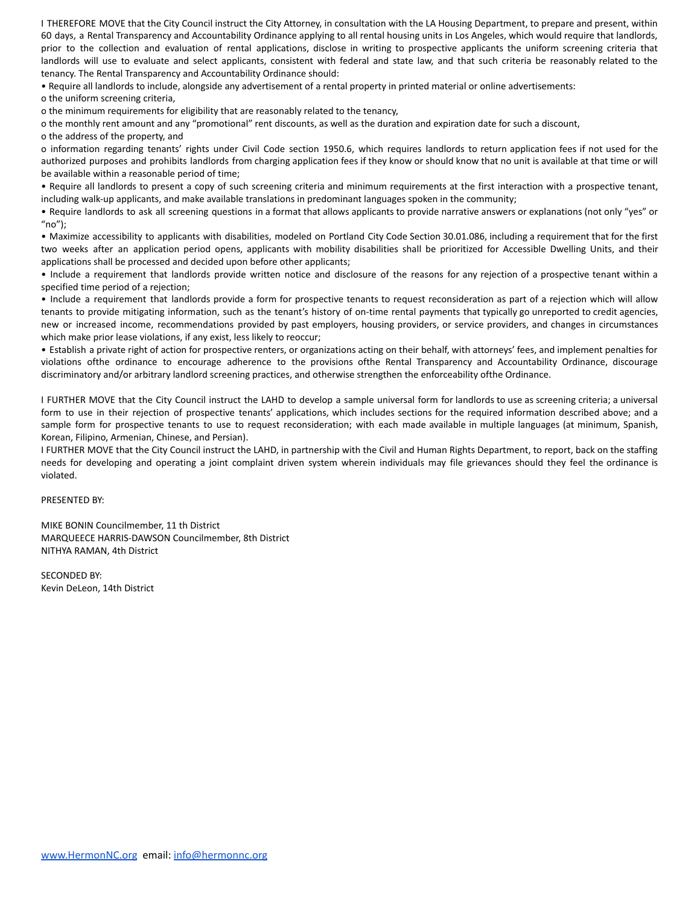I THEREFORE MOVE that the City Council instruct the City Attorney, in consultation with the LA Housing Department, to prepare and present, within 60 days, a Rental Transparency and Accountability Ordinance applying to all rental housing units in Los Angeles, which would require that landlords, prior to the collection and evaluation of rental applications, disclose in writing to prospective applicants the uniform screening criteria that landlords will use to evaluate and select applicants, consistent with federal and state law, and that such criteria be reasonably related to the tenancy. The Rental Transparency and Accountability Ordinance should:

- Require all landlords to include, alongside any advertisement of a rental property in printed material or online advertisements:
  - the uniform screening criteria,
  - the minimum requirements for eligibility that are reasonably related to the tenancy,
  - the monthly rent amount and any "promotional" rent discounts, as well as the duration and expiration date for such a discount,
  - the address of the property, and
  - information regarding tenants' rights under Civil Code section 1950.6, which requires landlords to return application fees if not used for the authorized purposes and prohibits landlords from charging application fees if they know or should know that no unit is available at that time or will be available within a reasonable period of time;
- Require all landlords to present a copy of such screening criteria and minimum requirements at the first interaction with a prospective tenant, including walk-up applicants, and make available translations in predominant languages spoken in the community;
- Require landlords to ask all screening questions in a format that allows applicants to provide narrative answers or explanations (not only "yes" or "no");
- Maximize accessibility to applicants with disabilities, modeled on Portland City Code Section 30.01.086, including a requirement that for the first two weeks after an application period opens, applicants with mobility disabilities shall be prioritized for Accessible Dwelling Units, and their applications shall be processed and decided upon before other applicants;
- Include a requirement that landlords provide written notice and disclosure of the reasons for any rejection of a prospective tenant within a specified time period of a rejection;
- Include a requirement that landlords provide a form for prospective tenants to request reconsideration as part of a rejection which will allow tenants to provide mitigating information, such as the tenant's history of on-time rental payments that typically go unreported to credit agencies, new or increased income, recommendations provided by past employers, housing providers, or service providers, and changes in circumstances which make prior lease violations, if any exist, less likely to reoccur;
- Establish a private right of action for prospective renters, or organizations acting on their behalf, with attorneys' fees, and implement penalties for violations ofthe ordinance to encourage adherence to the provisions ofthe Rental Transparency and Accountability Ordinance, discourage discriminatory and/or arbitrary landlord screening practices, and otherwise strengthen the enforceability ofthe Ordinance.

I FURTHER MOVE that the City Council instruct the LAHD to develop a sample universal form for landlords to use as screening criteria; a universal form to use in their rejection of prospective tenants' applications, which includes sections for the required information described above; and a sample form for prospective tenants to use to request reconsideration; with each made available in multiple languages (at minimum, Spanish, Korean, Filipino, Armenian, Chinese, and Persian).

I FURTHER MOVE that the City Council instruct the LAHD, in partnership with the Civil and Human Rights Department, to report, back on the staffing needs for developing and operating a joint complaint driven system wherein individuals may file grievances should they feel the ordinance is violated.

PRESENTED BY:

MIKE BONIN Councilmember, 11 th District
MARQUEECE HARRIS-DAWSON Councilmember, 8th District
NITHYA RAMAN, 4th District

SECONDED BY:
Kevin DeLeon, 14th District

[www.HermonNC.org](http://www.HermonNC.org) email: [info@hermonnc.org](mailto:info@hermonnc.org)